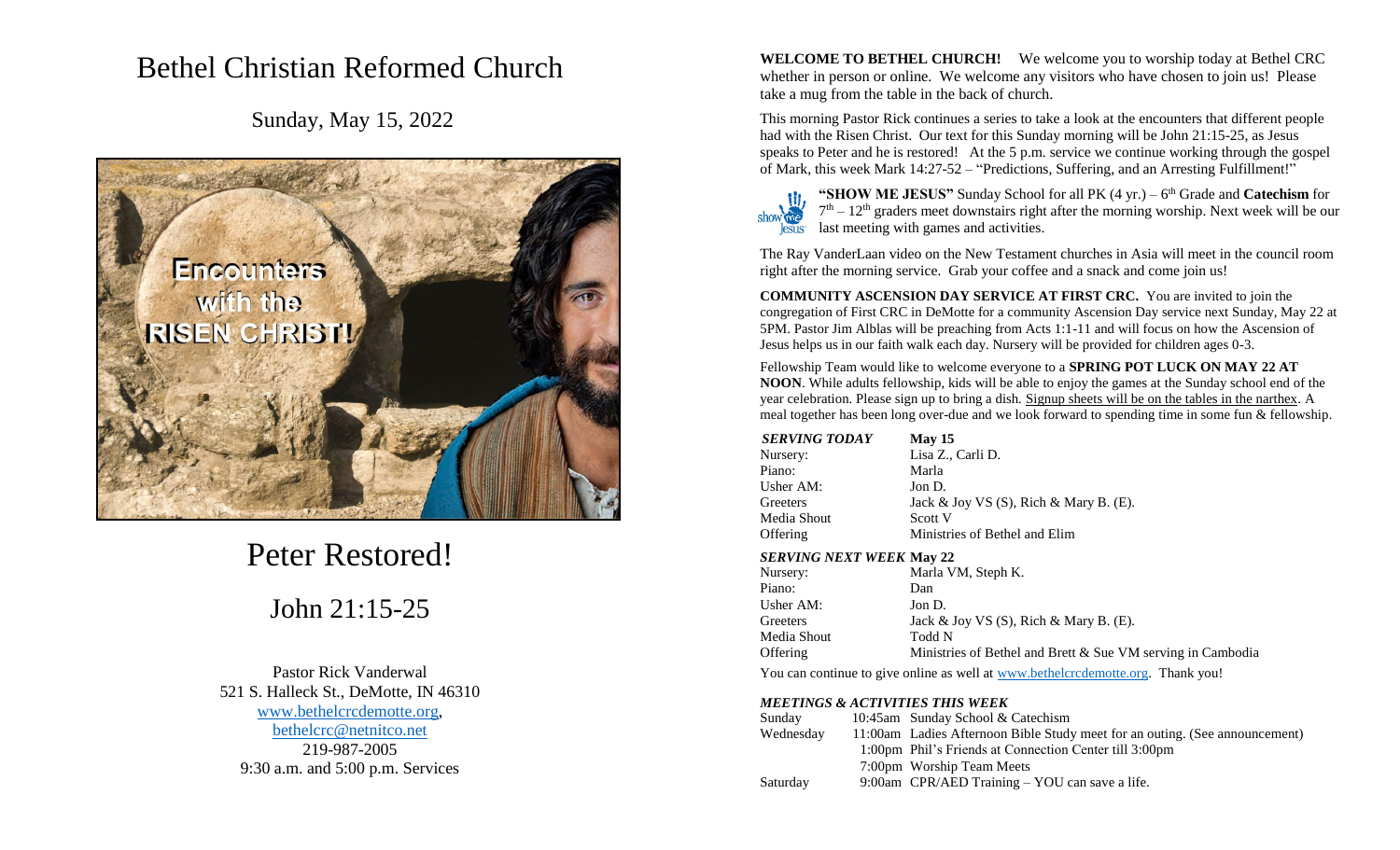# Bethel Christian Reformed Church

Sunday, May 15, 2022

# Peter Restored!

## John 21:15-25

Pastor Rick Vanderwal
521 S. Halleck St., DeMotte, IN 46310
www.bethelcrcdemotte.org,
bethelcrc@netnitco.net
219-987-2005
9:30 a.m. and 5:00 p.m. Services

**WELCOME TO BETHEL CHURCH!** We welcome you to worship today at Bethel CRC whether in person or online. We welcome any visitors who have chosen to join us! Please take a mug from the table in the back of church.

This morning Pastor Rick continues a series to take a look at the encounters that different people had with the Risen Christ. Our text for this Sunday morning will be John 21:15-25, as Jesus speaks to Peter and he is restored! At the 5 p.m. service we continue working through the gospel of Mark, this week Mark 14:27-52 – "Predictions, Suffering, and an Arresting Fulfillment!"

**"SHOW ME JESUS"** Sunday School for all PK (4 yr.) – 6th Grade and **Catechism** for 7th – 12th graders meet downstairs right after the morning worship. Next week will be our last meeting with games and activities.

The Ray VanderLaan video on the New Testament churches in Asia will meet in the council room right after the morning service. Grab your coffee and a snack and come join us!

**COMMUNITY ASCENSION DAY SERVICE AT FIRST CRC.** You are invited to join the congregation of First CRC in DeMotte for a community Ascension Day service next Sunday, May 22 at 5PM. Pastor Jim Alblas will be preaching from Acts 1:1-11 and will focus on how the Ascension of Jesus helps us in our faith walk each day. Nursery will be provided for children ages 0-3.

Fellowship Team would like to welcome everyone to a **SPRING POT LUCK ON MAY 22 AT NOON**. While adults fellowship, kids will be able to enjoy the games at the Sunday school end of the year celebration. Please sign up to bring a dish. Signup sheets will be on the tables in the narthex. A meal together has been long over-due and we look forward to spending time in some fun & fellowship.

| ***SERVING TODAY*** | **May 15** |
|---|---|
| Nursery: | Lisa Z., Carli D. |
| Piano: | Marla |
| Usher AM: | Jon D. |
| Greeters | Jack & Joy VS (S), Rich & Mary B. (E). |
| Media Shout | Scott V |
| Offering | Ministries of Bethel and Elim |

| ***SERVING NEXT WEEK*** | **May 22** |
|---|---|
| Nursery: | Marla VM, Steph K. |
| Piano: | Dan |
| Usher AM: | Jon D. |
| Greeters | Jack & Joy VS (S), Rich & Mary B. (E). |
| Media Shout | Todd N |
| Offering | Ministries of Bethel and Brett & Sue VM serving in Cambodia |

You can continue to give online as well at www.bethelcrcdemotte.org. Thank you!

***MEETINGS & ACTIVITIES THIS WEEK***

| | | |
|---|---|---|
| Sunday | 10:45am | Sunday School & Catechism |
| Wednesday | 11:00am | Ladies Afternoon Bible Study meet for an outing. (See announcement) |
| | 1:00pm | Phil's Friends at Connection Center till 3:00pm |
| | 7:00pm | Worship Team Meets |
| Saturday | 9:00am | CPR/AED Training – YOU can save a life. |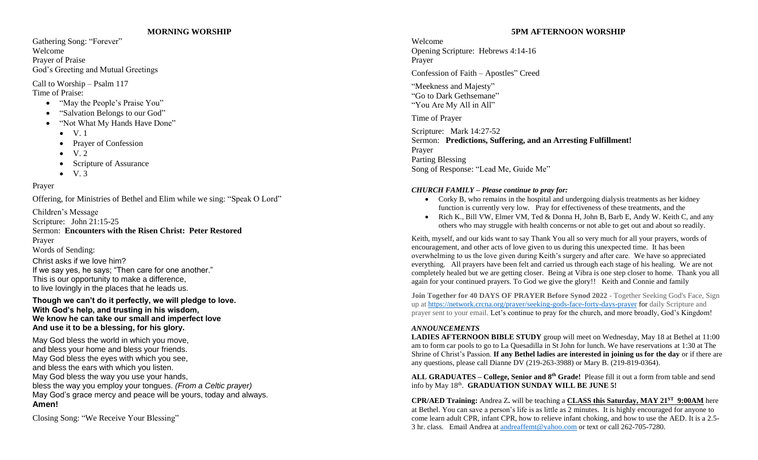## MORNING WORSHIP

Gathering Song: "Forever"
Welcome
Prayer of Praise
God's Greeting and Mutual Greetings

Call to Worship – Psalm 117
Time of Praise:

- "May the People's Praise You"
- "Salvation Belongs to our God"
- "Not What My Hands Have Done"
  - V. 1
  - Prayer of Confession
  - V. 2
  - Scripture of Assurance
  - V. 3

Prayer

Offering, for Ministries of Bethel and Elim while we sing: "Speak O Lord"

Children's Message
Scripture: John 21:15-25
Sermon: **Encounters with the Risen Christ: Peter Restored**
Prayer
Words of Sending:

Christ asks if we love him?
If we say yes, he says; "Then care for one another."
This is our opportunity to make a difference,
to live lovingly in the places that he leads us.

**Though we can't do it perfectly, we will pledge to love.**
**With God's help, and trusting in his wisdom,**
**We know he can take our small and imperfect love**
**And use it to be a blessing, for his glory.**

May God bless the world in which you move,
and bless your home and bless your friends.
May God bless the eyes with which you see,
and bless the ears with which you listen.
May God bless the way you use your hands,
bless the way you employ your tongues. *(From a Celtic prayer)*
May God's grace mercy and peace will be yours, today and always.
**Amen!**

Closing Song: "We Receive Your Blessing"

## 5PM AFTERNOON WORSHIP

Welcome
Opening Scripture: Hebrews 4:14-16
Prayer

Confession of Faith – Apostles" Creed

"Meekness and Majesty"
"Go to Dark Gethsemane"
"You Are My All in All"

Time of Prayer

Scripture: Mark 14:27-52
Sermon: **Predictions, Suffering, and an Arresting Fulfillment!**
Prayer
Parting Blessing
Song of Response: "Lead Me, Guide Me"

***CHURCH FAMILY – Please continue to pray for:***

- Corky B, who remains in the hospital and undergoing dialysis treatments as her kidney function is currently very low. Pray for effectiveness of these treatments, and the
- Rich K., Bill VW, Elmer VM, Ted & Donna H, John B, Barb E, Andy W. Keith C, and any others who may struggle with health concerns or not able to get out and about so readily.

Keith, myself, and our kids want to say Thank You all so very much for all your prayers, words of encouragement, and other acts of love given to us during this unexpected time. It has been overwhelming to us the love given during Keith's surgery and after care. We have so appreciated everything. All prayers have been felt and carried us through each stage of his healing. We are not completely healed but we are getting closer. Being at Vibra is one step closer to home. Thank you all again for your continued prayers. To God we give the glory!! Keith and Connie and family

**Join Together for 40 DAYS OF PRAYER Before Synod 2022** - Together Seeking God's Face, Sign up at https://network.crcna.org/prayer/seeking-gods-face-forty-days-prayer for daily Scripture and prayer sent to your email. Let's continue to pray for the church, and more broadly, God's Kingdom!

***ANNOUNCEMENTS***

**LADIES AFTERNOON BIBLE STUDY** group will meet on Wednesday, May 18 at Bethel at 11:00 am to form car pools to go to La Quesadilla in St John for lunch. We have reservations at 1:30 at The Shrine of Christ's Passion. **If any Bethel ladies are interested in joining us for the day** or if there are any questions, please call Dianne DV (219-263-3988) or Mary B. (219-819-0364).

**ALL GRADUATES – College, Senior and 8th Grade!** Please fill it out a form from table and send info by May 18th. **GRADUATION SUNDAY WILL BE JUNE 5!**

**CPR/AED Training:** Andrea Z**.** will be teaching a **CLASS this Saturday, MAY 21ST 9:00AM** here at Bethel. You can save a person's life is as little as 2 minutes. It is highly encouraged for anyone to come learn adult CPR, infant CPR, how to relieve infant choking, and how to use the AED. It is a 2.5-3 hr. class. Email Andrea at andreaffemt@yahoo.com or text or call 262-705-7280.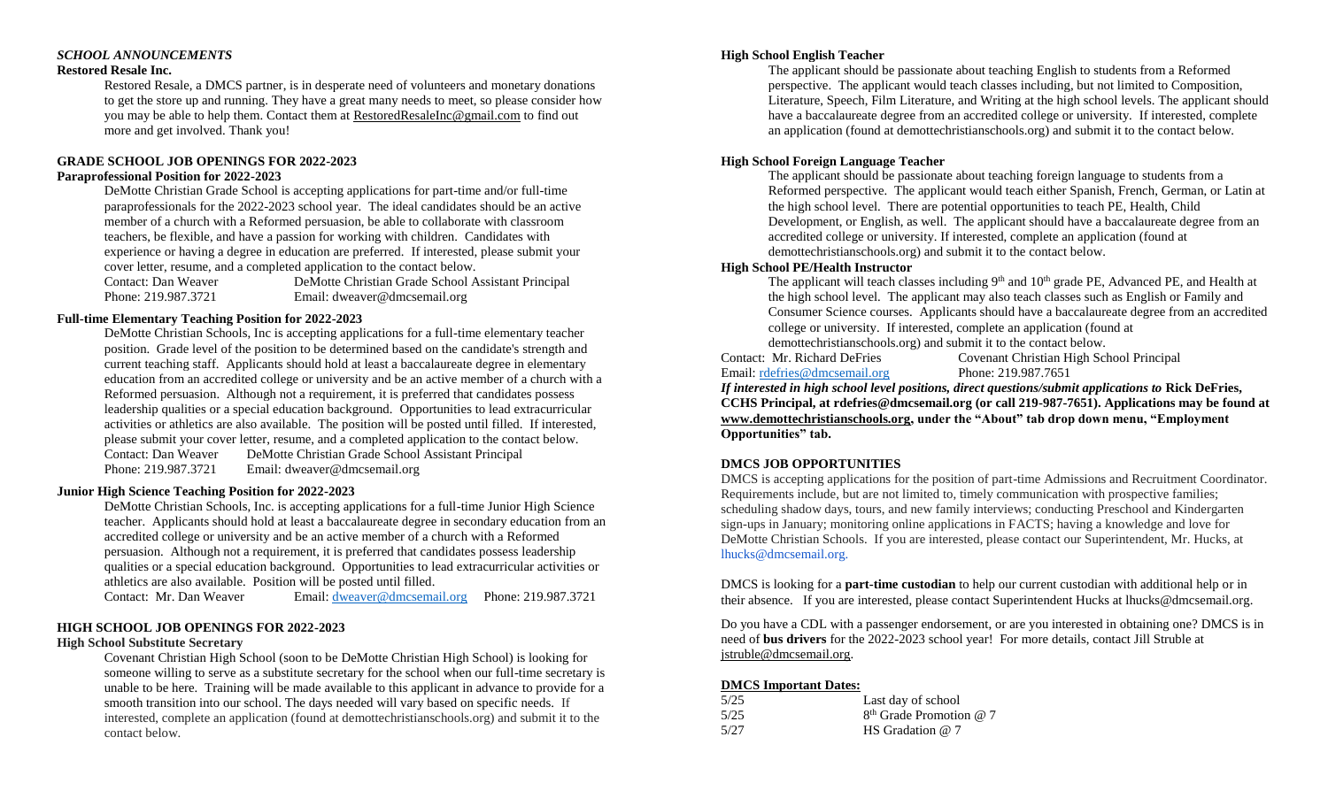## *SCHOOL ANNOUNCEMENTS*

**Restored Resale Inc.**

Restored Resale, a DMCS partner, is in desperate need of volunteers and monetary donations to get the store up and running. They have a great many needs to meet, so please consider how you may be able to help them. Contact them at RestoredResaleInc@gmail.com to find out more and get involved. Thank you!

## GRADE SCHOOL JOB OPENINGS FOR 2022-2023

**Paraprofessional Position for 2022-2023**

DeMotte Christian Grade School is accepting applications for part-time and/or full-time paraprofessionals for the 2022-2023 school year. The ideal candidates should be an active member of a church with a Reformed persuasion, be able to collaborate with classroom teachers, be flexible, and have a passion for working with children. Candidates with experience or having a degree in education are preferred. If interested, please submit your cover letter, resume, and a completed application to the contact below.

Contact: Dan Weaver DeMotte Christian Grade School Assistant Principal
Phone: 219.987.3721 Email: dweaver@dmcsemail.org

**Full-time Elementary Teaching Position for 2022-2023**

DeMotte Christian Schools, Inc is accepting applications for a full-time elementary teacher position. Grade level of the position to be determined based on the candidate's strength and current teaching staff. Applicants should hold at least a baccalaureate degree in elementary education from an accredited college or university and be an active member of a church with a Reformed persuasion. Although not a requirement, it is preferred that candidates possess leadership qualities or a special education background. Opportunities to lead extracurricular activities or athletics are also available. The position will be posted until filled. If interested, please submit your cover letter, resume, and a completed application to the contact below.

Contact: Dan Weaver DeMotte Christian Grade School Assistant Principal
Phone: 219.987.3721 Email: dweaver@dmcsemail.org

**Junior High Science Teaching Position for 2022-2023**

DeMotte Christian Schools, Inc. is accepting applications for a full-time Junior High Science teacher. Applicants should hold at least a baccalaureate degree in secondary education from an accredited college or university and be an active member of a church with a Reformed persuasion. Although not a requirement, it is preferred that candidates possess leadership qualities or a special education background. Opportunities to lead extracurricular activities or athletics are also available. Position will be posted until filled.

Contact: Mr. Dan Weaver Email: dweaver@dmcsemail.org Phone: 219.987.3721

## HIGH SCHOOL JOB OPENINGS FOR 2022-2023

**High School Substitute Secretary**

Covenant Christian High School (soon to be DeMotte Christian High School) is looking for someone willing to serve as a substitute secretary for the school when our full-time secretary is unable to be here. Training will be made available to this applicant in advance to provide for a smooth transition into our school. The days needed will vary based on specific needs. If interested, complete an application (found at demottechristianschools.org) and submit it to the contact below.

**High School English Teacher**

The applicant should be passionate about teaching English to students from a Reformed perspective. The applicant would teach classes including, but not limited to Composition, Literature, Speech, Film Literature, and Writing at the high school levels. The applicant should have a baccalaureate degree from an accredited college or university. If interested, complete an application (found at demottechristianschools.org) and submit it to the contact below.

**High School Foreign Language Teacher**

The applicant should be passionate about teaching foreign language to students from a Reformed perspective. The applicant would teach either Spanish, French, German, or Latin at the high school level. There are potential opportunities to teach PE, Health, Child Development, or English, as well. The applicant should have a baccalaureate degree from an accredited college or university. If interested, complete an application (found at demottechristianschools.org) and submit it to the contact below.

**High School PE/Health Instructor**

The applicant will teach classes including 9th and 10th grade PE, Advanced PE, and Health at the high school level. The applicant may also teach classes such as English or Family and Consumer Science courses. Applicants should have a baccalaureate degree from an accredited college or university. If interested, complete an application (found at demottechristianschools.org) and submit it to the contact below.

Contact: Mr. Richard DeFries Covenant Christian High School Principal
Email: rdefries@dmcsemail.org Phone: 219.987.7651

***If interested in high school level positions, direct questions/submit applications to* Rick DeFries, CCHS Principal, at rdefries@dmcsemail.org (or call 219-987-7651). Applications may be found at www.demottechristianschools.org, under the "About" tab drop down menu, "Employment Opportunities" tab.**

## DMCS JOB OPPORTUNITIES

DMCS is accepting applications for the position of part-time Admissions and Recruitment Coordinator. Requirements include, but are not limited to, timely communication with prospective families; scheduling shadow days, tours, and new family interviews; conducting Preschool and Kindergarten sign-ups in January; monitoring online applications in FACTS; having a knowledge and love for DeMotte Christian Schools. If you are interested, please contact our Superintendent, Mr. Hucks, at lhucks@dmcsemail.org.

DMCS is looking for a **part-time custodian** to help our current custodian with additional help or in their absence. If you are interested, please contact Superintendent Hucks at lhucks@dmcsemail.org.

Do you have a CDL with a passenger endorsement, or are you interested in obtaining one? DMCS is in need of **bus drivers** for the 2022-2023 school year! For more details, contact Jill Struble at jstruble@dmcsemail.org.

**DMCS Important Dates:**

| | |
|---|---|
| 5/25 | Last day of school |
| 5/25 | 8th Grade Promotion @ 7 |
| 5/27 | HS Gradation @ 7 |